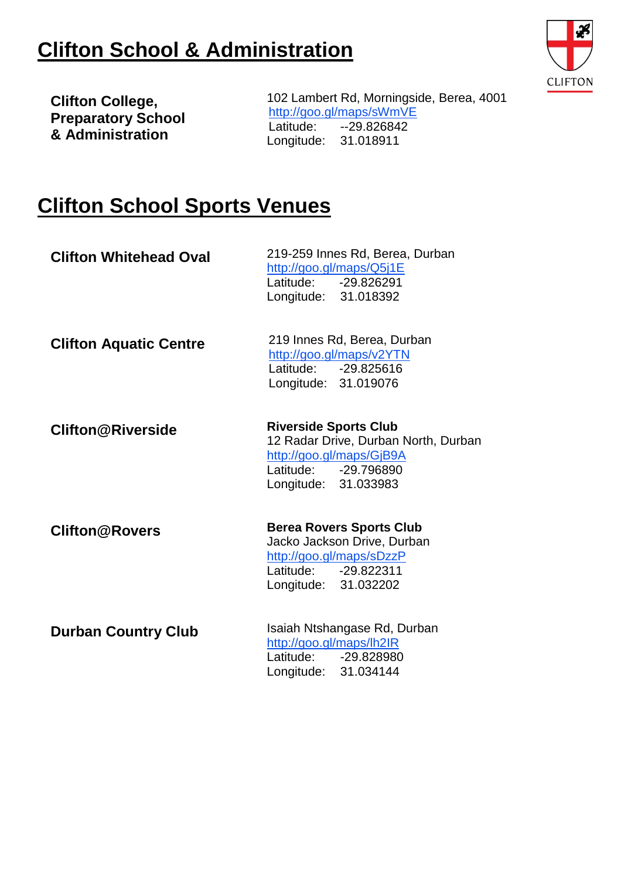# Clifton School & Administration

**Clifton College, Preparatory School & Administration**

102 Lambert Rd, Morningside, Berea, 4001
http://goo.gl/maps/sWmVE
Latitude: --29.826842
Longitude: 31.018911

# Clifton School Sports Venues

**Clifton Whitehead Oval**

219-259 Innes Rd, Berea, Durban
http://goo.gl/maps/Q5j1E
Latitude: -29.826291
Longitude: 31.018392

**Clifton Aquatic Centre**

219 Innes Rd, Berea, Durban
http://goo.gl/maps/v2YTN
Latitude: -29.825616
Longitude: 31.019076

**Clifton@Riverside**

**Riverside Sports Club**
12 Radar Drive, Durban North, Durban
http://goo.gl/maps/GjB9A
Latitude: -29.796890
Longitude: 31.033983

**Clifton@Rovers**

**Berea Rovers Sports Club**
Jacko Jackson Drive, Durban
http://goo.gl/maps/sDzzP
Latitude: -29.822311
Longitude: 31.032202

**Durban Country Club**

Isaiah Ntshangase Rd, Durban
http://goo.gl/maps/lh2IR
Latitude: -29.828980
Longitude: 31.034144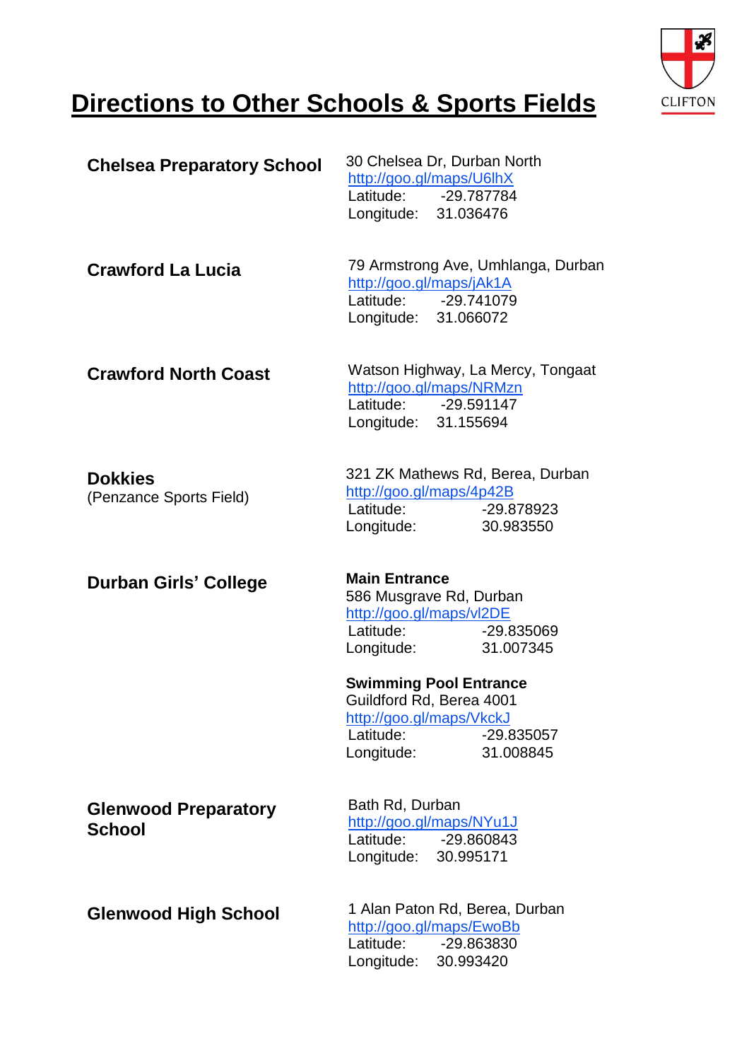# Directions to Other Schools & Sports Fields

CLIFTON

**Chelsea Preparatory School**

30 Chelsea Dr, Durban North
http://goo.gl/maps/U6lhX
Latitude: -29.787784
Longitude: 31.036476

**Crawford La Lucia**

79 Armstrong Ave, Umhlanga, Durban
http://goo.gl/maps/jAk1A
Latitude: -29.741079
Longitude: 31.066072

**Crawford North Coast**

Watson Highway, La Mercy, Tongaat
http://goo.gl/maps/NRMzn
Latitude: -29.591147
Longitude: 31.155694

**Dokkies**
(Penzance Sports Field)

321 ZK Mathews Rd, Berea, Durban
http://goo.gl/maps/4p42B
Latitude: -29.878923
Longitude: 30.983550

**Durban Girls' College**

**Main Entrance**
586 Musgrave Rd, Durban
http://goo.gl/maps/vl2DE
Latitude: -29.835069
Longitude: 31.007345

**Swimming Pool Entrance**
Guildford Rd, Berea 4001
http://goo.gl/maps/VkckJ
Latitude: -29.835057
Longitude: 31.008845

**Glenwood Preparatory School**

Bath Rd, Durban
http://goo.gl/maps/NYu1J
Latitude: -29.860843
Longitude: 30.995171

**Glenwood High School**

1 Alan Paton Rd, Berea, Durban
http://goo.gl/maps/EwoBb
Latitude: -29.863830
Longitude: 30.993420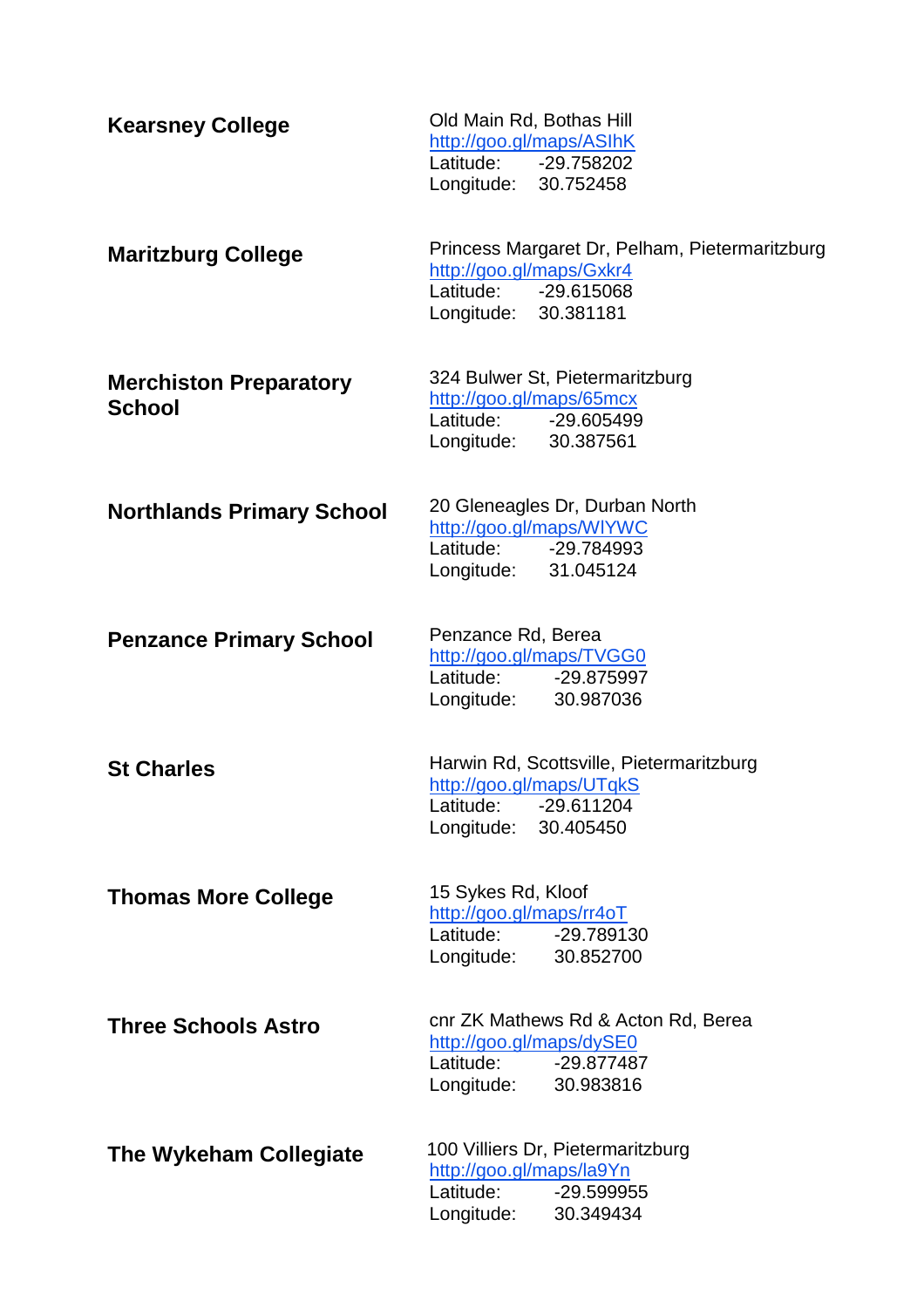**Kearsney College**

Old Main Rd, Bothas Hill
http://goo.gl/maps/ASlhK
Latitude: -29.758202
Longitude: 30.752458

**Maritzburg College**

Princess Margaret Dr, Pelham, Pietermaritzburg
http://goo.gl/maps/Gxkr4
Latitude: -29.615068
Longitude: 30.381181

**Merchiston Preparatory School**

324 Bulwer St, Pietermaritzburg
http://goo.gl/maps/65mcx
Latitude: -29.605499
Longitude: 30.387561

**Northlands Primary School**

20 Gleneagles Dr, Durban North
http://goo.gl/maps/WIYWC
Latitude: -29.784993
Longitude: 31.045124

**Penzance Primary School**

Penzance Rd, Berea
http://goo.gl/maps/TVGG0
Latitude: -29.875997
Longitude: 30.987036

**St Charles**

Harwin Rd, Scottsville, Pietermaritzburg
http://goo.gl/maps/UTqkS
Latitude: -29.611204
Longitude: 30.405450

**Thomas More College**

15 Sykes Rd, Kloof
http://goo.gl/maps/rr4oT
Latitude: -29.789130
Longitude: 30.852700

**Three Schools Astro**

cnr ZK Mathews Rd & Acton Rd, Berea
http://goo.gl/maps/dySE0
Latitude: -29.877487
Longitude: 30.983816

**The Wykeham Collegiate**

100 Villiers Dr, Pietermaritzburg
http://goo.gl/maps/la9Yn
Latitude: -29.599955
Longitude: 30.349434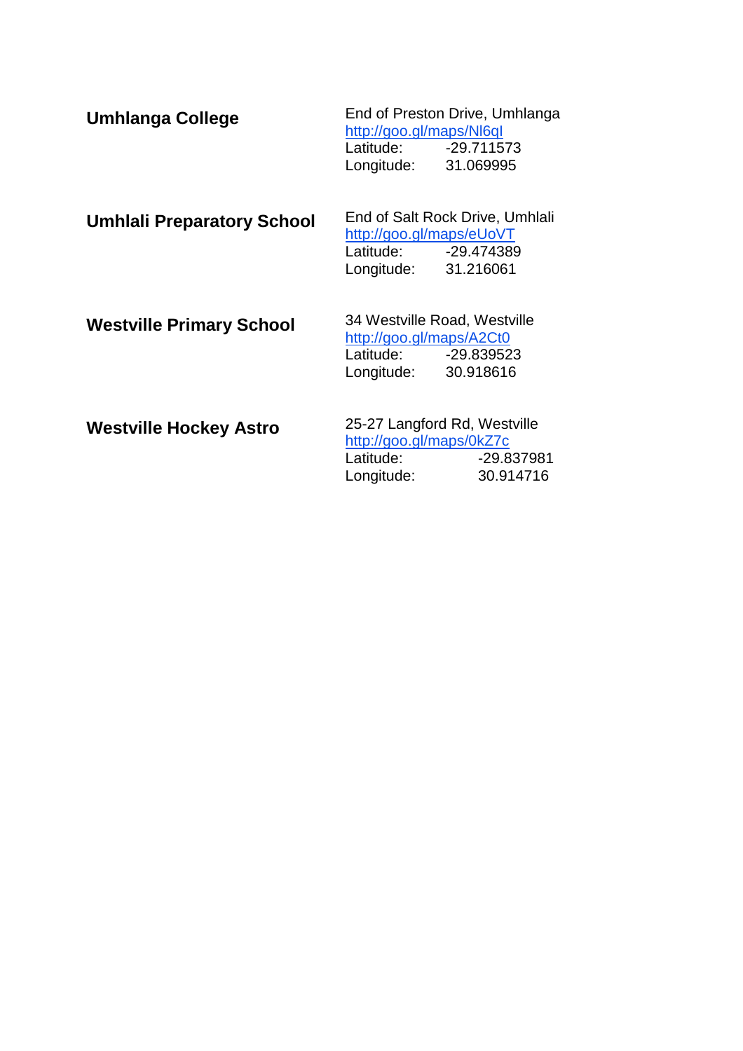**Umhlanga College**

End of Preston Drive, Umhlanga
http://goo.gl/maps/Nl6qI
Latitude: -29.711573
Longitude: 31.069995

**Umhlali Preparatory School**

End of Salt Rock Drive, Umhlali
http://goo.gl/maps/eUoVT
Latitude: -29.474389
Longitude: 31.216061

**Westville Primary School**

34 Westville Road, Westville
http://goo.gl/maps/A2Ct0
Latitude: -29.839523
Longitude: 30.918616

**Westville Hockey Astro**

25-27 Langford Rd, Westville
http://goo.gl/maps/0kZ7c
Latitude: -29.837981
Longitude: 30.914716